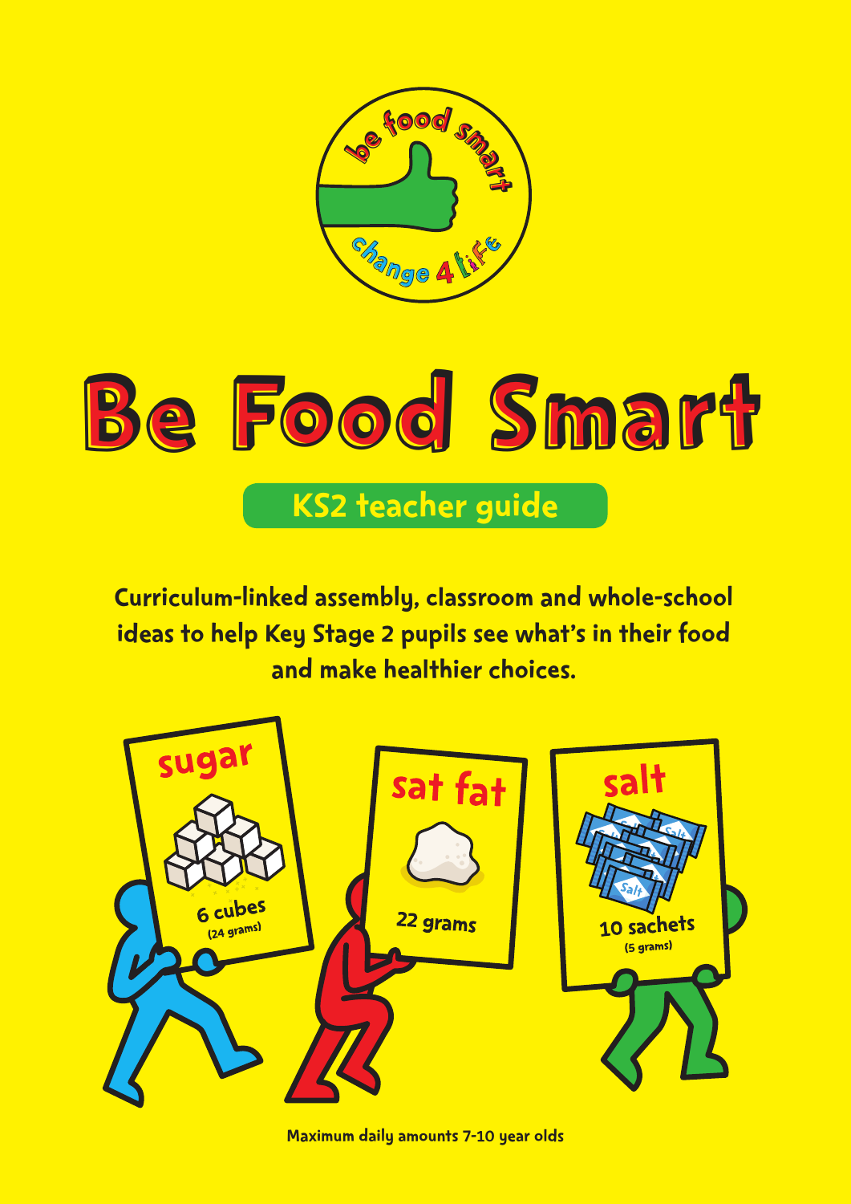be food smart

change 4 life

# Be Food Smart

## KS2 teacher guide

**Curriculum-linked assembly, classroom and whole-school ideas to help Key Stage 2 pupils see what's in their food and make healthier choices.**

**sugar**
6 cubes
(24 grams)

**sat fat**
22 grams

**salt**
10 sachets
(5 grams)

**Maximum daily amounts 7-10 year olds**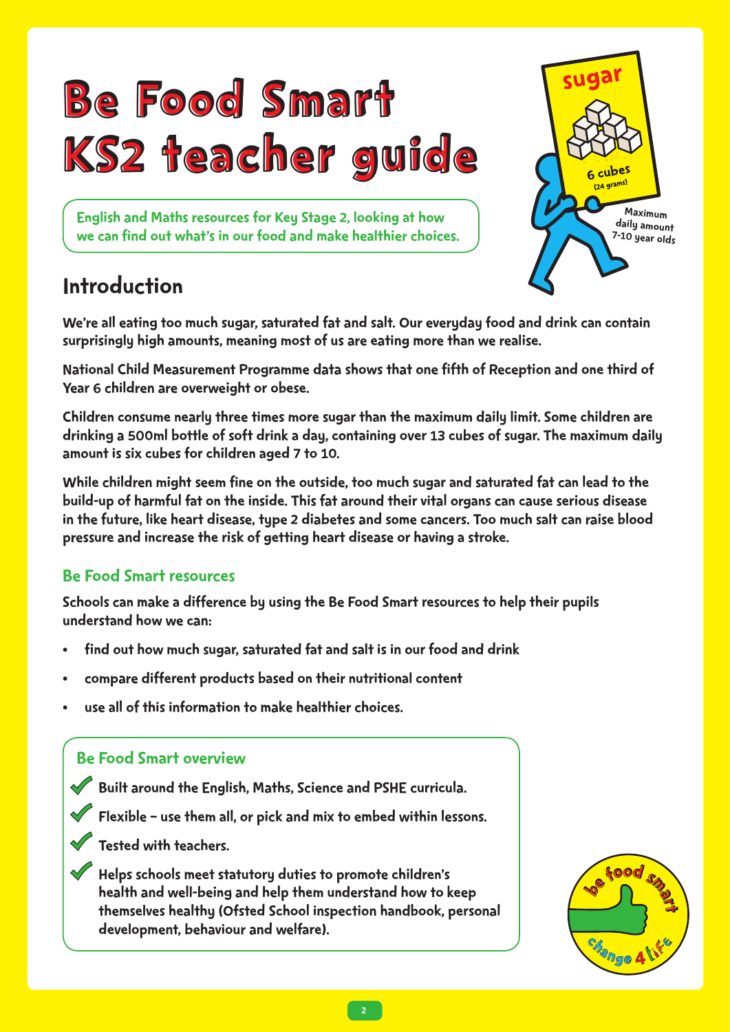# Be Food Smart KS2 teacher guide

**English and Maths resources for Key Stage 2, looking at how we can find out what's in our food and make healthier choices.**

sugar

6 cubes (24 grams)

Maximum daily amount 7-10 year olds

## Introduction

We're all eating too much sugar, saturated fat and salt. Our everyday food and drink can contain surprisingly high amounts, meaning most of us are eating more than we realise.

National Child Measurement Programme data shows that one fifth of Reception and one third of Year 6 children are overweight or obese.

Children consume nearly three times more sugar than the maximum daily limit. Some children are drinking a 500ml bottle of soft drink a day, containing over 13 cubes of sugar. The maximum daily amount is six cubes for children aged 7 to 10.

While children might seem fine on the outside, too much sugar and saturated fat can lead to the build-up of harmful fat on the inside. This fat around their vital organs can cause serious disease in the future, like heart disease, type 2 diabetes and some cancers. Too much salt can raise blood pressure and increase the risk of getting heart disease or having a stroke.

### Be Food Smart resources

Schools can make a difference by using the Be Food Smart resources to help their pupils understand how we can:

- find out how much sugar, saturated fat and salt is in our food and drink
- compare different products based on their nutritional content
- use all of this information to make healthier choices.

### Be Food Smart overview

- ✓ Built around the English, Maths, Science and PSHE curricula.
- ✓ Flexible – use them all, or pick and mix to embed within lessons.
- ✓ Tested with teachers.
- ✓ Helps schools meet statutory duties to promote children's health and well-being and help them understand how to keep themselves healthy (Ofsted School inspection handbook, personal development, behaviour and welfare).

be food smart change 4 life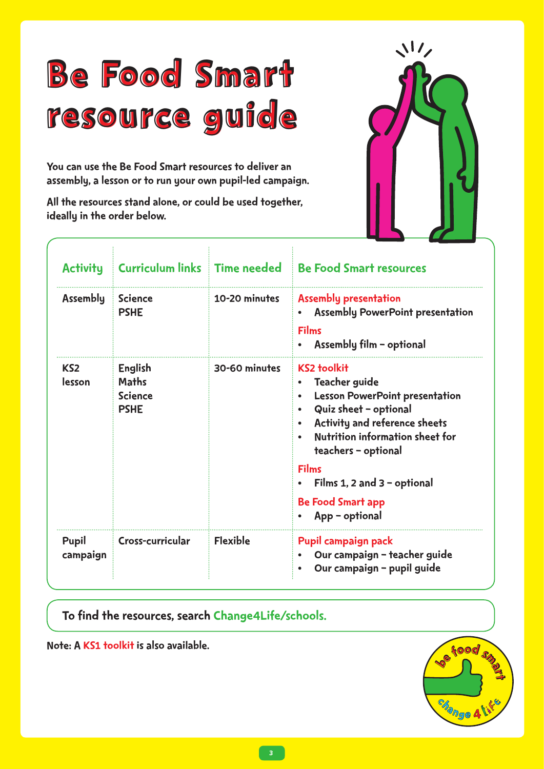# Be Food Smart resource guide

**You can use the Be Food Smart resources to deliver an assembly, a lesson or to run your own pupil-led campaign.**

**All the resources stand alone, or could be used together, ideally in the order below.**

| Activity | Curriculum links | Time needed | Be Food Smart resources |
|---|---|---|---|
| Assembly | Science<br>PSHE | 10-20 minutes | **Assembly presentation**<br>• Assembly PowerPoint presentation<br>**Films**<br>• Assembly film – optional |
| KS2 lesson | English<br>Maths<br>Science<br>PSHE | 30-60 minutes | **KS2 toolkit**<br>• Teacher guide<br>• Lesson PowerPoint presentation<br>• Quiz sheet – optional<br>• Activity and reference sheets<br>• Nutrition information sheet for teachers – optional<br>**Films**<br>• Films 1, 2 and 3 – optional<br>**Be Food Smart app**<br>• App – optional |
| Pupil campaign | Cross-curricular | Flexible | **Pupil campaign pack**<br>• Our campaign – teacher guide<br>• Our campaign – pupil guide |

**To find the resources, search Change4Life/schools.**

**Note: A KS1 toolkit is also available.**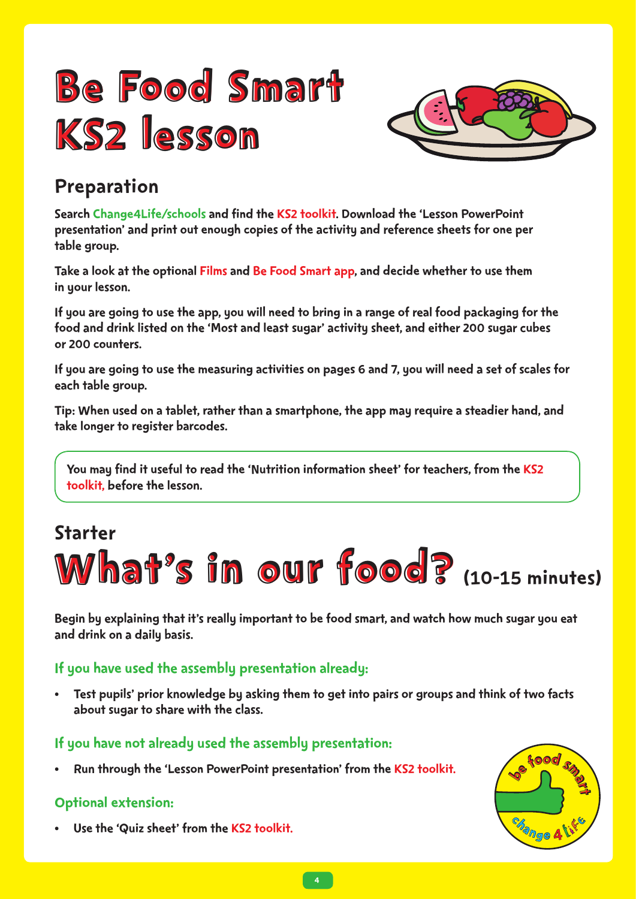# Be Food Smart KS2 lesson

## Preparation

Search Change4Life/schools and find the KS2 toolkit. Download the 'Lesson PowerPoint presentation' and print out enough copies of the activity and reference sheets for one per table group.

Take a look at the optional Films and Be Food Smart app, and decide whether to use them in your lesson.

If you are going to use the app, you will need to bring in a range of real food packaging for the food and drink listed on the 'Most and least sugar' activity sheet, and either 200 sugar cubes or 200 counters.

If you are going to use the measuring activities on pages 6 and 7, you will need a set of scales for each table group.

Tip: When used on a tablet, rather than a smartphone, the app may require a steadier hand, and take longer to register barcodes.

> You may find it useful to read the 'Nutrition information sheet' for teachers, from the KS2 toolkit, before the lesson.

## Starter

# What's in our food? (10-15 minutes)

Begin by explaining that it's really important to be food smart, and watch how much sugar you eat and drink on a daily basis.

### If you have used the assembly presentation already:

- Test pupils' prior knowledge by asking them to get into pairs or groups and think of two facts about sugar to share with the class.

### If you have not already used the assembly presentation:

- Run through the 'Lesson PowerPoint presentation' from the KS2 toolkit.

### Optional extension:

- Use the 'Quiz sheet' from the KS2 toolkit.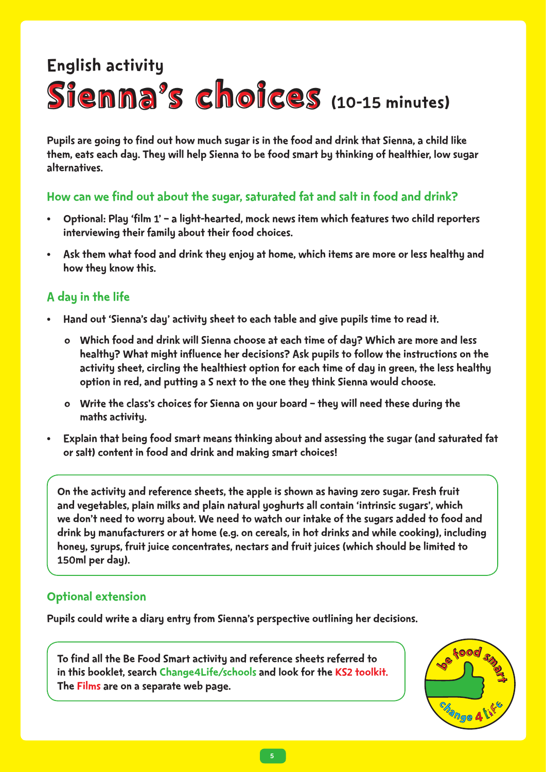## English activity

# Sienna's choices (10-15 minutes)

**Pupils are going to find out how much sugar is in the food and drink that Sienna, a child like them, eats each day. They will help Sienna to be food smart by thinking of healthier, low sugar alternatives.**

### How can we find out about the sugar, saturated fat and salt in food and drink?

- Optional: Play 'film 1' – a light-hearted, mock news item which features two child reporters interviewing their family about their food choices.
- Ask them what food and drink they enjoy at home, which items are more or less healthy and how they know this.

### A day in the life

- Hand out 'Sienna's day' activity sheet to each table and give pupils time to read it.
  - Which food and drink will Sienna choose at each time of day? Which are more and less healthy? What might influence her decisions? Ask pupils to follow the instructions on the activity sheet, circling the healthiest option for each time of day in green, the less healthy option in red, and putting a S next to the one they think Sienna would choose.
  - Write the class's choices for Sienna on your board – they will need these during the maths activity.
- Explain that being food smart means thinking about and assessing the sugar (and saturated fat or salt) content in food and drink and making smart choices!

On the activity and reference sheets, the apple is shown as having zero sugar. Fresh fruit and vegetables, plain milks and plain natural yoghurts all contain 'intrinsic sugars', which we don't need to worry about. We need to watch our intake of the sugars added to food and drink by manufacturers or at home (e.g. on cereals, in hot drinks and while cooking), including honey, syrups, fruit juice concentrates, nectars and fruit juices (which should be limited to 150ml per day).

### Optional extension

Pupils could write a diary entry from Sienna's perspective outlining her decisions.

To find all the Be Food Smart activity and reference sheets referred to in this booklet, search Change4Life/schools and look for the KS2 toolkit. The Films are on a separate web page.

be food smart change 4 life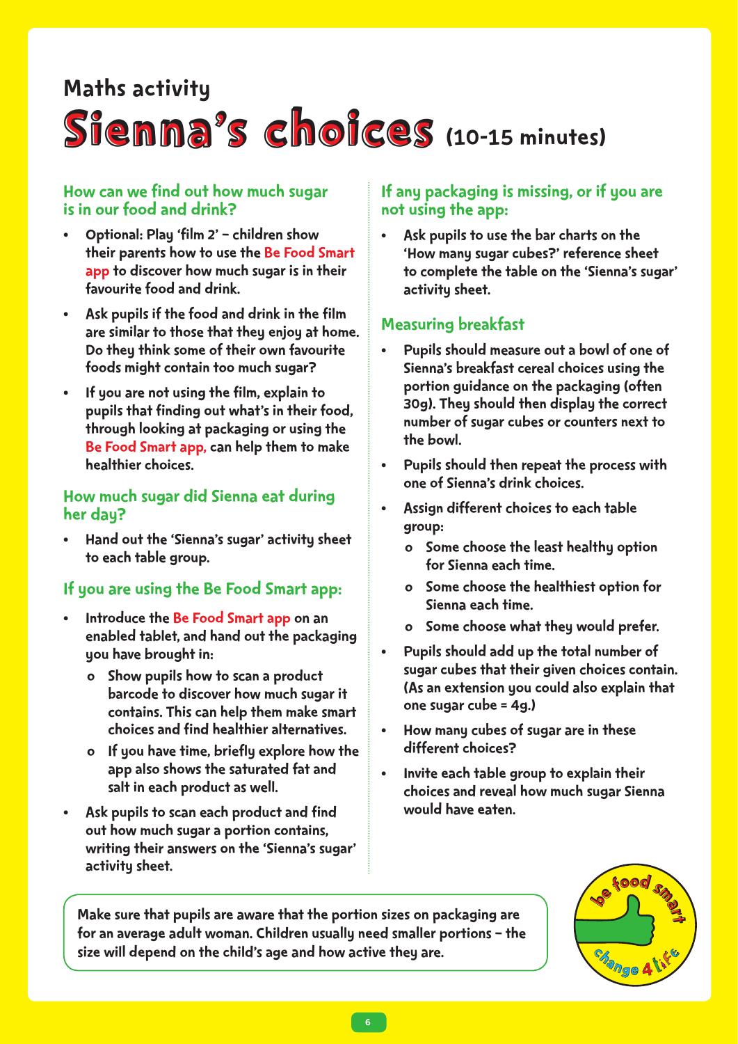Maths activity

# Sienna's choices (10-15 minutes)

## How can we find out how much sugar is in our food and drink?

- Optional: Play 'film 2' – children show their parents how to use the Be Food Smart app to discover how much sugar is in their favourite food and drink.
- Ask pupils if the food and drink in the film are similar to those that they enjoy at home. Do they think some of their own favourite foods might contain too much sugar?
- If you are not using the film, explain to pupils that finding out what's in their food, through looking at packaging or using the Be Food Smart app, can help them to make healthier choices.

## How much sugar did Sienna eat during her day?

- Hand out the 'Sienna's sugar' activity sheet to each table group.

## If you are using the Be Food Smart app:

- Introduce the Be Food Smart app on an enabled tablet, and hand out the packaging you have brought in:
    - Show pupils how to scan a product barcode to discover how much sugar it contains. This can help them make smart choices and find healthier alternatives.
    - If you have time, briefly explore how the app also shows the saturated fat and salt in each product as well.
- Ask pupils to scan each product and find out how much sugar a portion contains, writing their answers on the 'Sienna's sugar' activity sheet.

## If any packaging is missing, or if you are not using the app:

- Ask pupils to use the bar charts on the 'How many sugar cubes?' reference sheet to complete the table on the 'Sienna's sugar' activity sheet.

## Measuring breakfast

- Pupils should measure out a bowl of one of Sienna's breakfast cereal choices using the portion guidance on the packaging (often 30g). They should then display the correct number of sugar cubes or counters next to the bowl.
- Pupils should then repeat the process with one of Sienna's drink choices.
- Assign different choices to each table group:
    - Some choose the least healthy option for Sienna each time.
    - Some choose the healthiest option for Sienna each time.
    - Some choose what they would prefer.
- Pupils should add up the total number of sugar cubes that their given choices contain. (As an extension you could also explain that one sugar cube = 4g.)
- How many cubes of sugar are in these different choices?
- Invite each table group to explain their choices and reveal how much sugar Sienna would have eaten.

Make sure that pupils are aware that the portion sizes on packaging are for an average adult woman. Children usually need smaller portions – the size will depend on the child's age and how active they are.

be food smart – change 4 life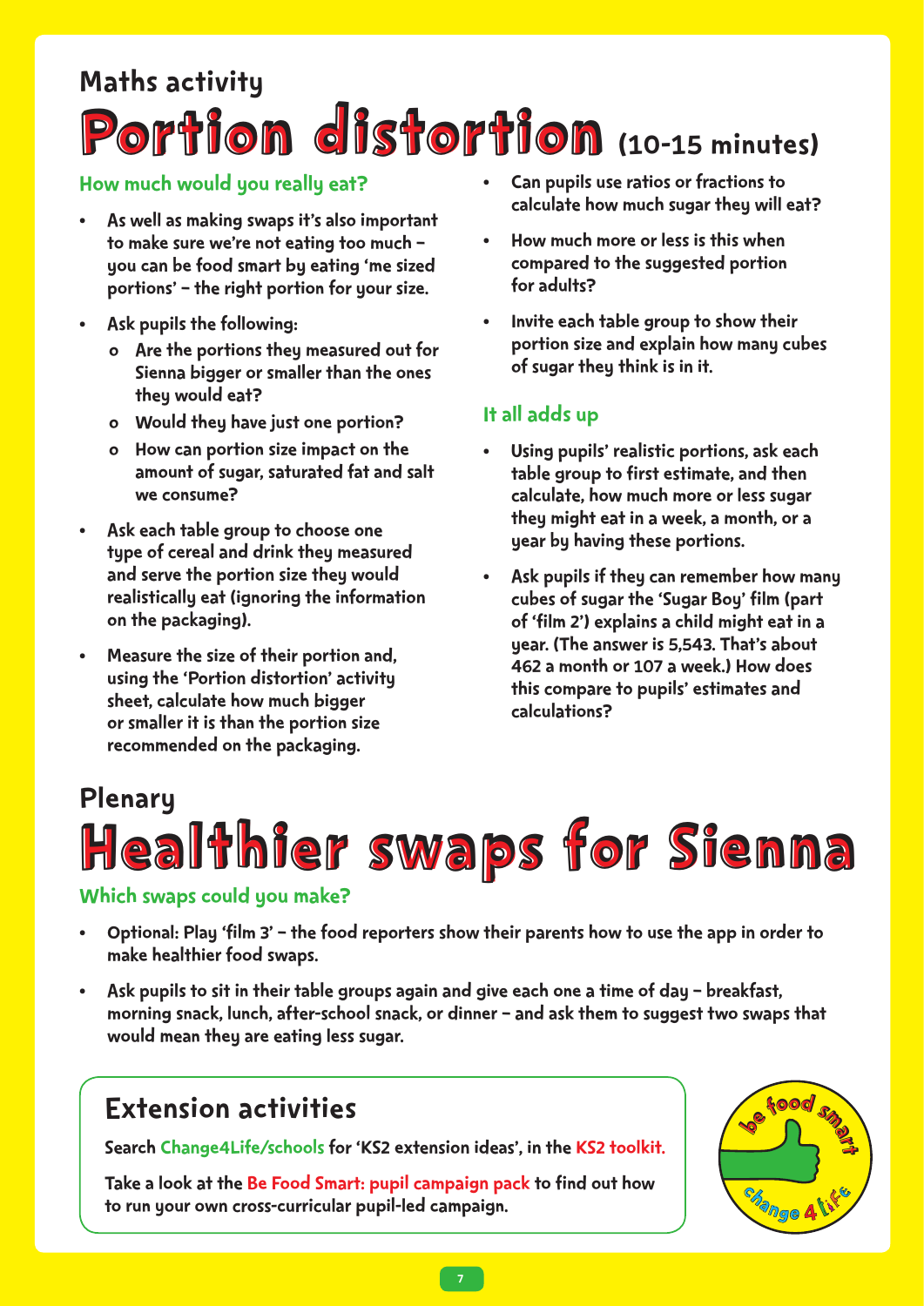Maths activity

# Portion distortion (10-15 minutes)

### How much would you really eat?

- As well as making swaps it's also important to make sure we're not eating too much – you can be food smart by eating 'me sized portions' – the right portion for your size.
- Ask pupils the following:
  - Are the portions they measured out for Sienna bigger or smaller than the ones they would eat?
  - Would they have just one portion?
  - How can portion size impact on the amount of sugar, saturated fat and salt we consume?
- Ask each table group to choose one type of cereal and drink they measured and serve the portion size they would realistically eat (ignoring the information on the packaging).
- Measure the size of their portion and, using the 'Portion distortion' activity sheet, calculate how much bigger or smaller it is than the portion size recommended on the packaging.
- Can pupils use ratios or fractions to calculate how much sugar they will eat?
- How much more or less is this when compared to the suggested portion for adults?
- Invite each table group to show their portion size and explain how many cubes of sugar they think is in it.

### It all adds up

- Using pupils' realistic portions, ask each table group to first estimate, and then calculate, how much more or less sugar they might eat in a week, a month, or a year by having these portions.
- Ask pupils if they can remember how many cubes of sugar the 'Sugar Boy' film (part of 'film 2') explains a child might eat in a year. (The answer is 5,543. That's about 462 a month or 107 a week.) How does this compare to pupils' estimates and calculations?

Plenary

# Healthier swaps for Sienna

### Which swaps could you make?

- Optional: Play 'film 3' – the food reporters show their parents how to use the app in order to make healthier food swaps.
- Ask pupils to sit in their table groups again and give each one a time of day – breakfast, morning snack, lunch, after-school snack, or dinner – and ask them to suggest two swaps that would mean they are eating less sugar.

## Extension activities

Search Change4Life/schools for 'KS2 extension ideas', in the KS2 toolkit.

Take a look at the Be Food Smart: pupil campaign pack to find out how to run your own cross-curricular pupil-led campaign.

be food smart change 4 life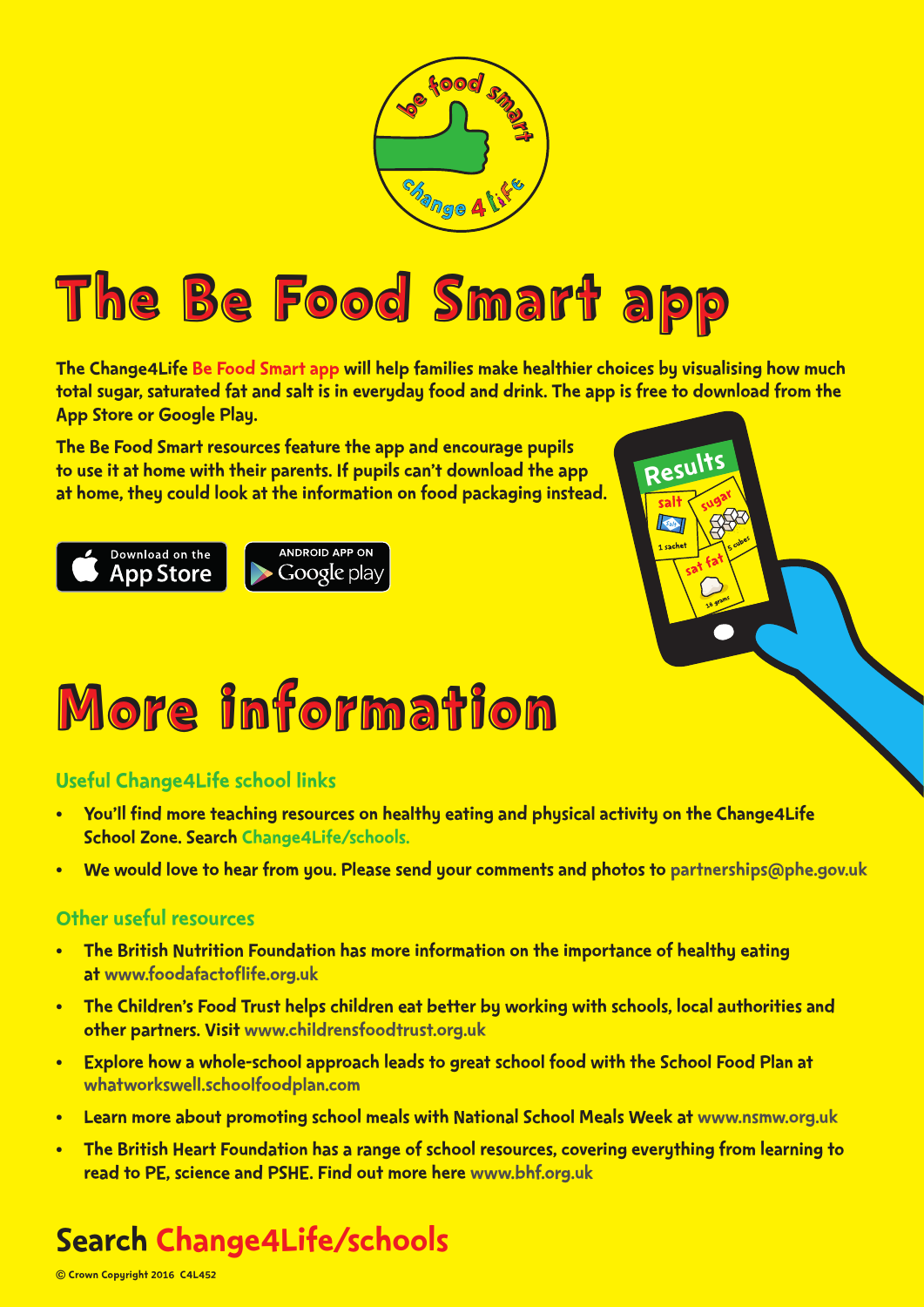# The Be Food Smart app

**The Change4Life Be Food Smart app will help families make healthier choices by visualising how much total sugar, saturated fat and salt is in everyday food and drink. The app is free to download from the App Store or Google Play.**

**The Be Food Smart resources feature the app and encourage pupils to use it at home with their parents. If pupils can't download the app at home, they could look at the information on food packaging instead.**

Download on the App Store

ANDROID APP ON Google play

# More information

### Useful Change4Life school links

- **You'll find more teaching resources on healthy eating and physical activity on the Change4Life School Zone. Search Change4Life/schools.**
- **We would love to hear from you. Please send your comments and photos to partnerships@phe.gov.uk**

### Other useful resources

- **The British Nutrition Foundation has more information on the importance of healthy eating at www.foodafactoflife.org.uk**
- **The Children's Food Trust helps children eat better by working with schools, local authorities and other partners. Visit www.childrensfoodtrust.org.uk**
- **Explore how a whole-school approach leads to great school food with the School Food Plan at whatworkswell.schoolfoodplan.com**
- **Learn more about promoting school meals with National School Meals Week at www.nsmw.org.uk**
- **The British Heart Foundation has a range of school resources, covering everything from learning to read to PE, science and PSHE. Find out more here www.bhf.org.uk**

## Search Change4Life/schools

© Crown Copyright 2016 C4L452